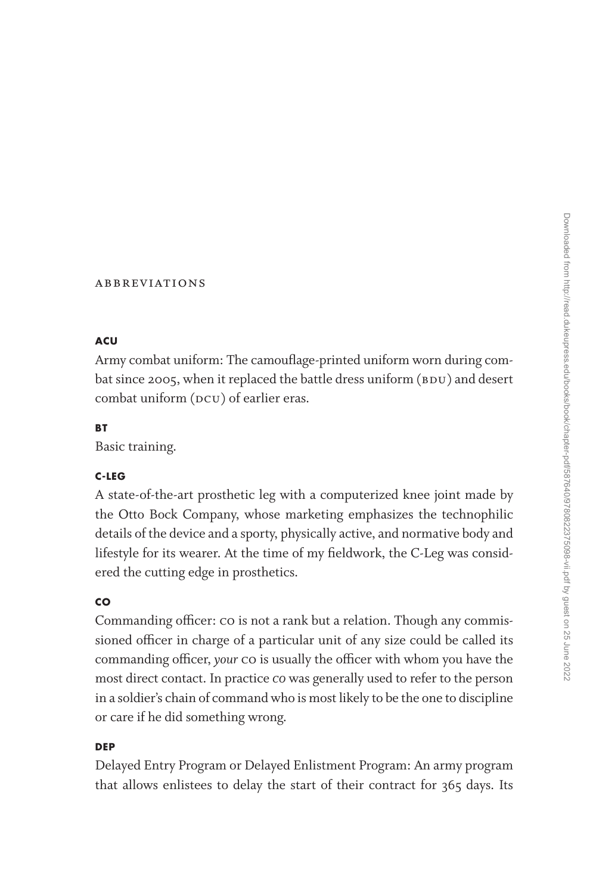# ABBREVIATIONS

**ACU**

Army combat uniform: The camouflage-printed uniform worn during combat since 2005, when it replaced the battle dress uniform (BDU) and desert combat uniform (DCU) of earlier eras.

**BT**

Basic training.

**C-LEG**

A state-of-the-art prosthetic leg with a computerized knee joint made by the Otto Bock Company, whose marketing emphasizes the technophilic details of the device and a sporty, physically active, and normative body and lifestyle for its wearer. At the time of my fieldwork, the C-Leg was considered the cutting edge in prosthetics.

**CO**

Commanding officer: CO is not a rank but a relation. Though any commissioned officer in charge of a particular unit of any size could be called its commanding officer, *your* CO is usually the officer with whom you have the most direct contact. In practice *CO* was generally used to refer to the person in a soldier's chain of command who is most likely to be the one to discipline or care if he did something wrong.

**DEP**

Delayed Entry Program or Delayed Enlistment Program: An army program that allows enlistees to delay the start of their contract for 365 days. Its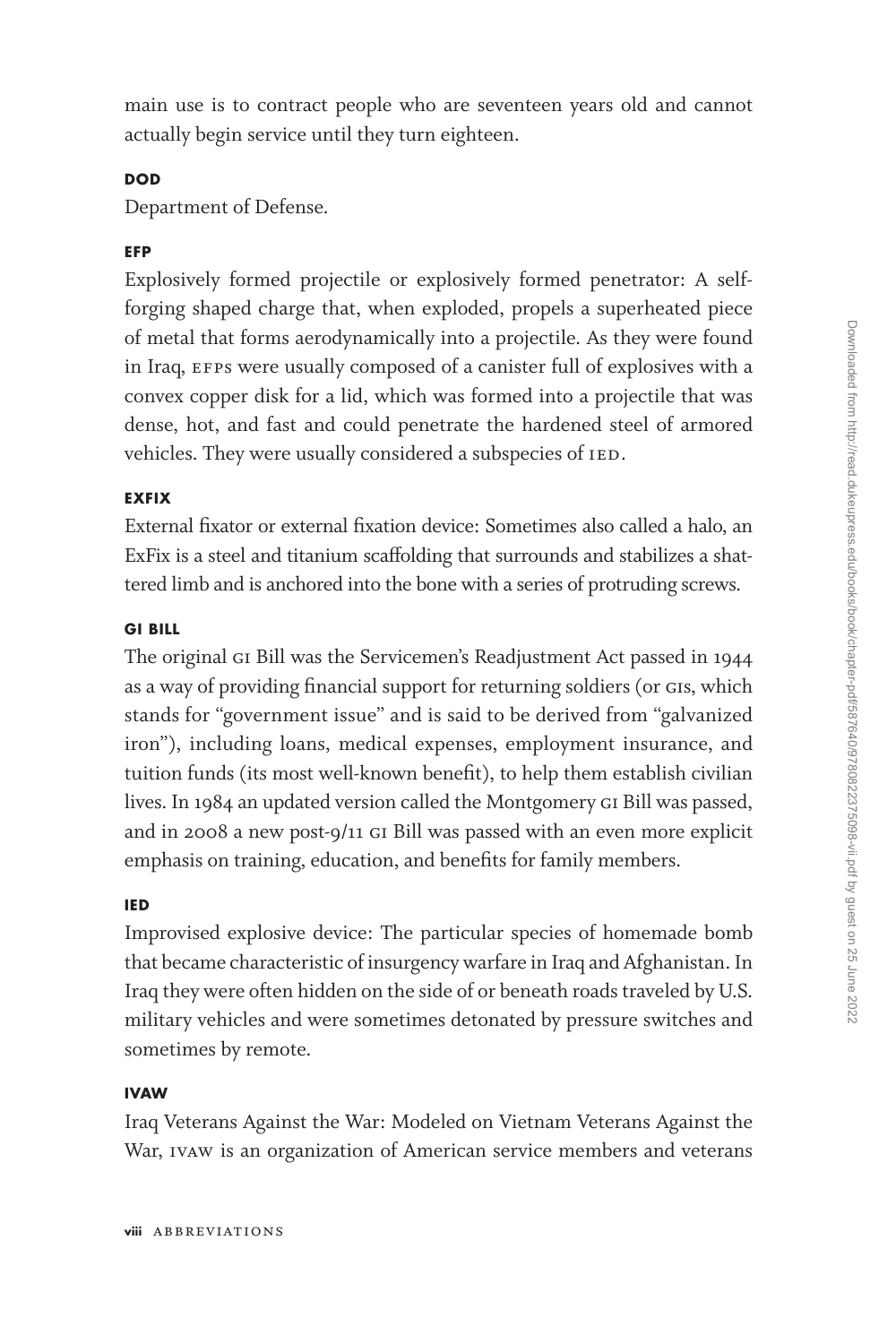main use is to contract people who are seventeen years old and cannot actually begin service until they turn eighteen.

**DOD**

Department of Defense.

**EFP**

Explosively formed projectile or explosively formed penetrator: A self-forging shaped charge that, when exploded, propels a superheated piece of metal that forms aerodynamically into a projectile. As they were found in Iraq, EFPs were usually composed of a canister full of explosives with a convex copper disk for a lid, which was formed into a projectile that was dense, hot, and fast and could penetrate the hardened steel of armored vehicles. They were usually considered a subspecies of IED.

**EXFIX**

External fixator or external fixation device: Sometimes also called a halo, an ExFix is a steel and titanium scaffolding that surrounds and stabilizes a shattered limb and is anchored into the bone with a series of protruding screws.

**GI BILL**

The original GI Bill was the Servicemen's Readjustment Act passed in 1944 as a way of providing financial support for returning soldiers (or GIs, which stands for "government issue" and is said to be derived from "galvanized iron"), including loans, medical expenses, employment insurance, and tuition funds (its most well-known benefit), to help them establish civilian lives. In 1984 an updated version called the Montgomery GI Bill was passed, and in 2008 a new post-9/11 GI Bill was passed with an even more explicit emphasis on training, education, and benefits for family members.

**IED**

Improvised explosive device: The particular species of homemade bomb that became characteristic of insurgency warfare in Iraq and Afghanistan. In Iraq they were often hidden on the side of or beneath roads traveled by U.S. military vehicles and were sometimes detonated by pressure switches and sometimes by remote.

**IVAW**

Iraq Veterans Against the War: Modeled on Vietnam Veterans Against the War, IVAW is an organization of American service members and veterans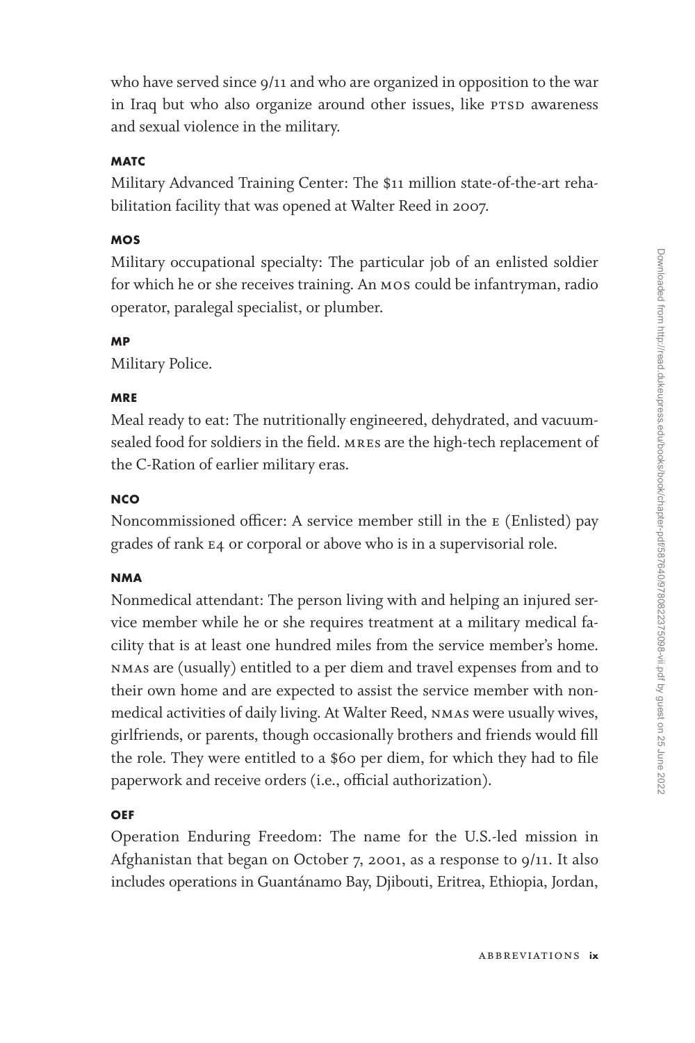who have served since 9/11 and who are organized in opposition to the war in Iraq but who also organize around other issues, like PTSD awareness and sexual violence in the military.

**MATC**

Military Advanced Training Center: The $11 million state-of-the-art rehabilitation facility that was opened at Walter Reed in 2007.

**MOS**

Military occupational specialty: The particular job of an enlisted soldier for which he or she receives training. An MOS could be infantryman, radio operator, paralegal specialist, or plumber.

**MP**

Military Police.

**MRE**

Meal ready to eat: The nutritionally engineered, dehydrated, and vacuum-sealed food for soldiers in the field. MREs are the high-tech replacement of the C-Ration of earlier military eras.

**NCO**

Noncommissioned officer: A service member still in the E (Enlisted) pay grades of rank E4 or corporal or above who is in a supervisorial role.

**NMA**

Nonmedical attendant: The person living with and helping an injured service member while he or she requires treatment at a military medical facility that is at least one hundred miles from the service member's home. NMAs are (usually) entitled to a per diem and travel expenses from and to their own home and are expected to assist the service member with nonmedical activities of daily living. At Walter Reed, NMAs were usually wives, girlfriends, or parents, though occasionally brothers and friends would fill the role. They were entitled to a $60 per diem, for which they had to file paperwork and receive orders (i.e., official authorization).

**OEF**

Operation Enduring Freedom: The name for the U.S.-led mission in Afghanistan that began on October 7, 2001, as a response to 9/11. It also includes operations in Guantánamo Bay, Djibouti, Eritrea, Ethiopia, Jordan,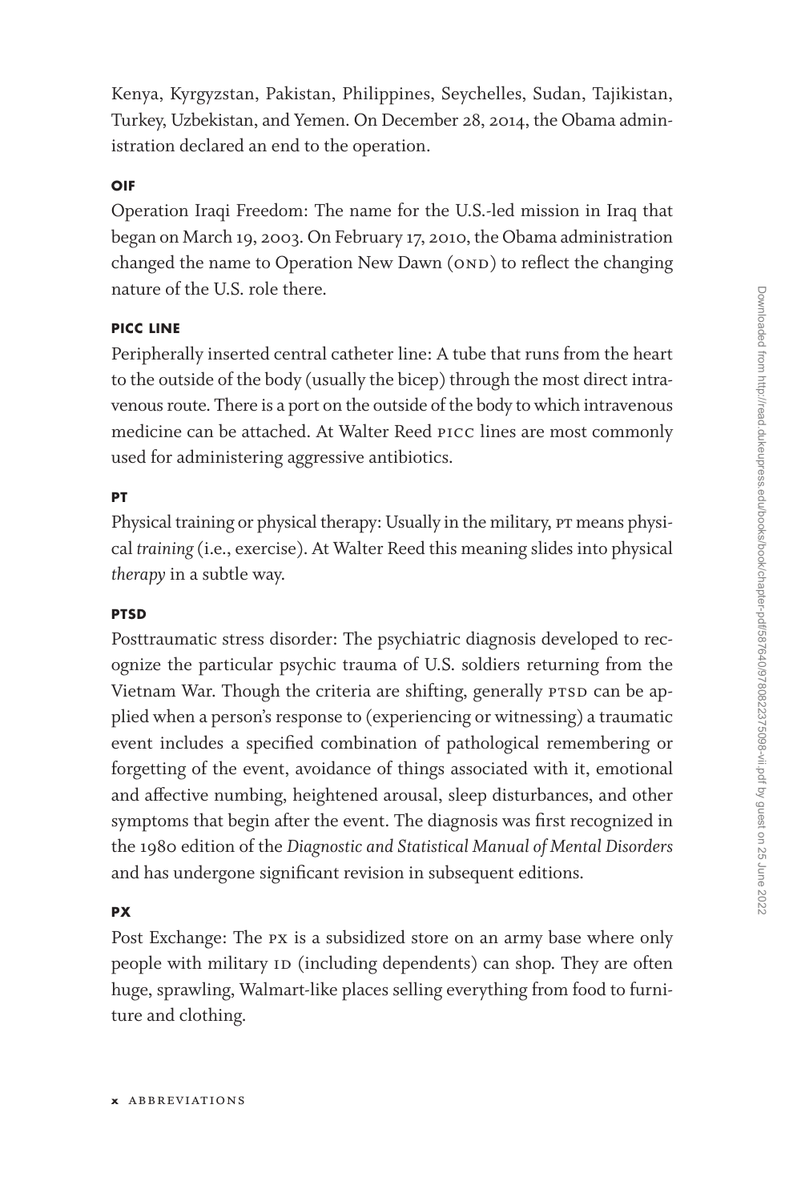Kenya, Kyrgyzstan, Pakistan, Philippines, Seychelles, Sudan, Tajikistan, Turkey, Uzbekistan, and Yemen. On December 28, 2014, the Obama administration declared an end to the operation.

**OIF**

Operation Iraqi Freedom: The name for the U.S.-led mission in Iraq that began on March 19, 2003. On February 17, 2010, the Obama administration changed the name to Operation New Dawn (OND) to reflect the changing nature of the U.S. role there.

**PICC LINE**

Peripherally inserted central catheter line: A tube that runs from the heart to the outside of the body (usually the bicep) through the most direct intravenous route. There is a port on the outside of the body to which intravenous medicine can be attached. At Walter Reed PICC lines are most commonly used for administering aggressive antibiotics.

**PT**

Physical training or physical therapy: Usually in the military, PT means physical *training* (i.e., exercise). At Walter Reed this meaning slides into physical *therapy* in a subtle way.

**PTSD**

Posttraumatic stress disorder: The psychiatric diagnosis developed to recognize the particular psychic trauma of U.S. soldiers returning from the Vietnam War. Though the criteria are shifting, generally PTSD can be applied when a person's response to (experiencing or witnessing) a traumatic event includes a specified combination of pathological remembering or forgetting of the event, avoidance of things associated with it, emotional and affective numbing, heightened arousal, sleep disturbances, and other symptoms that begin after the event. The diagnosis was first recognized in the 1980 edition of the *Diagnostic and Statistical Manual of Mental Disorders* and has undergone significant revision in subsequent editions.

**PX**

Post Exchange: The PX is a subsidized store on an army base where only people with military ID (including dependents) can shop. They are often huge, sprawling, Walmart-like places selling everything from food to furniture and clothing.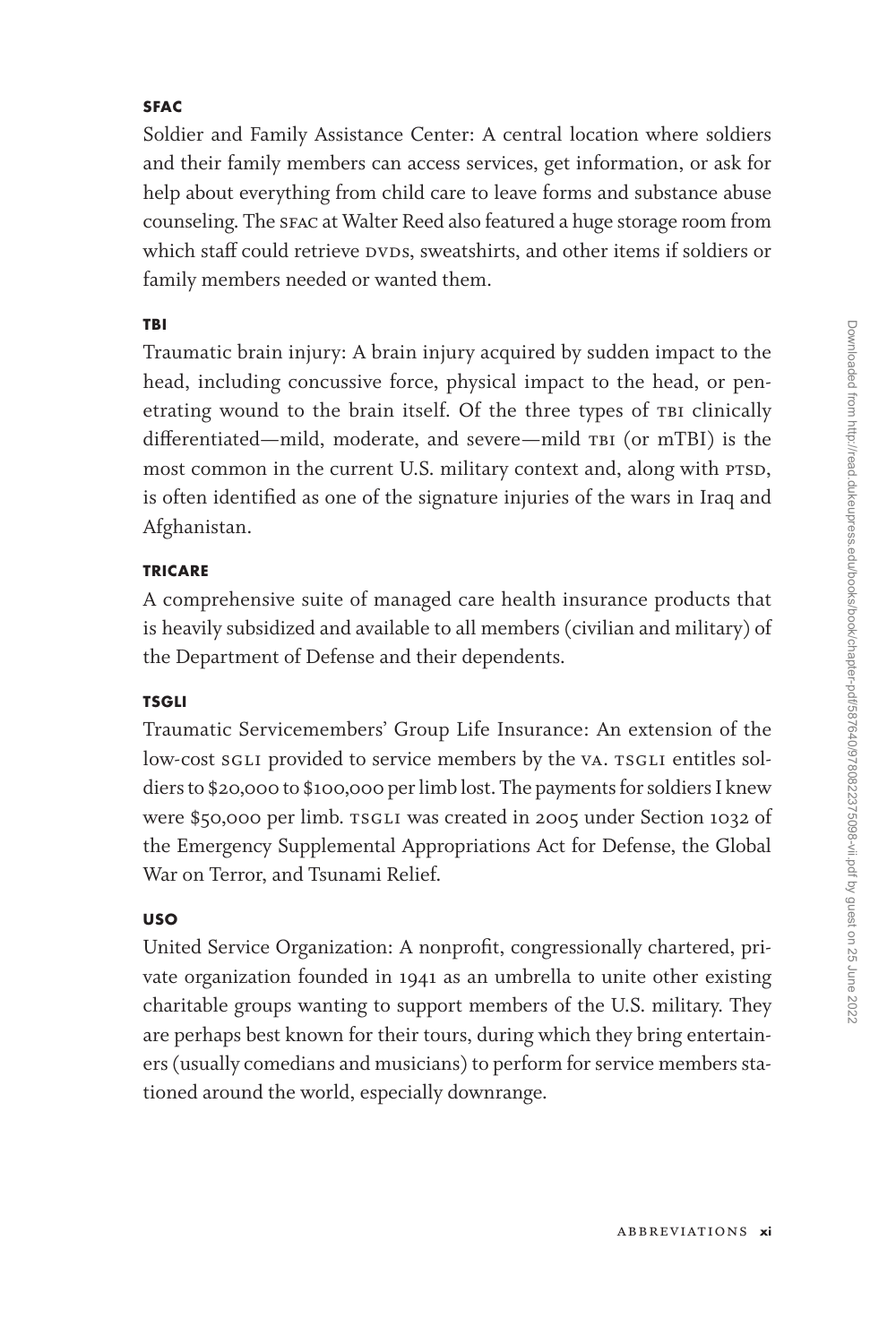**SFAC**

Soldier and Family Assistance Center: A central location where soldiers and their family members can access services, get information, or ask for help about everything from child care to leave forms and substance abuse counseling. The SFAC at Walter Reed also featured a huge storage room from which staff could retrieve DVDs, sweatshirts, and other items if soldiers or family members needed or wanted them.

**TBI**

Traumatic brain injury: A brain injury acquired by sudden impact to the head, including concussive force, physical impact to the head, or penetrating wound to the brain itself. Of the three types of TBI clinically differentiated—mild, moderate, and severe—mild TBI (or mTBI) is the most common in the current U.S. military context and, along with PTSD, is often identified as one of the signature injuries of the wars in Iraq and Afghanistan.

**TRICARE**

A comprehensive suite of managed care health insurance products that is heavily subsidized and available to all members (civilian and military) of the Department of Defense and their dependents.

**TSGLI**

Traumatic Servicemembers' Group Life Insurance: An extension of the low-cost SGLI provided to service members by the VA. TSGLI entitles soldiers to $20,000 to $100,000 per limb lost. The payments for soldiers I knew were $50,000 per limb. TSGLI was created in 2005 under Section 1032 of the Emergency Supplemental Appropriations Act for Defense, the Global War on Terror, and Tsunami Relief.

**USO**

United Service Organization: A nonprofit, congressionally chartered, private organization founded in 1941 as an umbrella to unite other existing charitable groups wanting to support members of the U.S. military. They are perhaps best known for their tours, during which they bring entertainers (usually comedians and musicians) to perform for service members stationed around the world, especially downrange.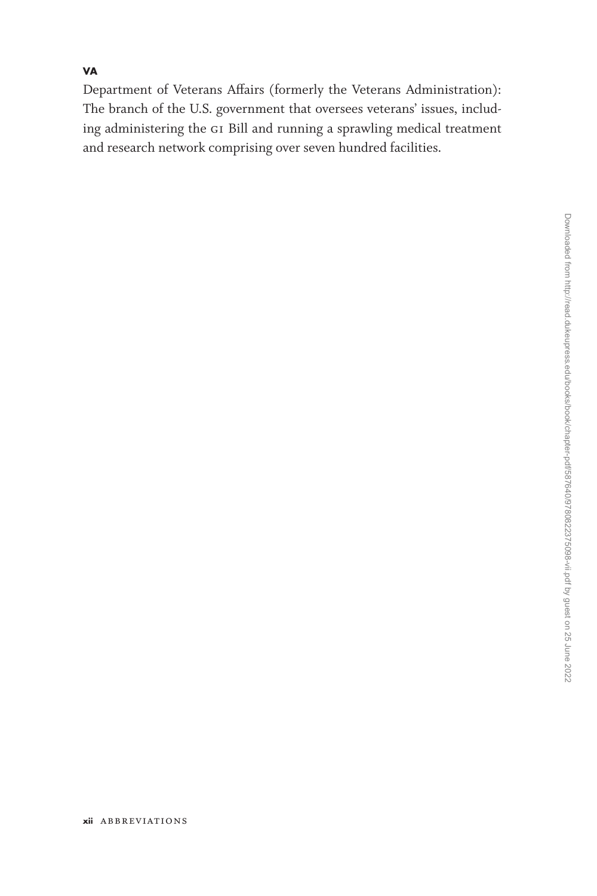**VA**

Department of Veterans Affairs (formerly the Veterans Administration): The branch of the U.S. government that oversees veterans' issues, including administering the GI Bill and running a sprawling medical treatment and research network comprising over seven hundred facilities.